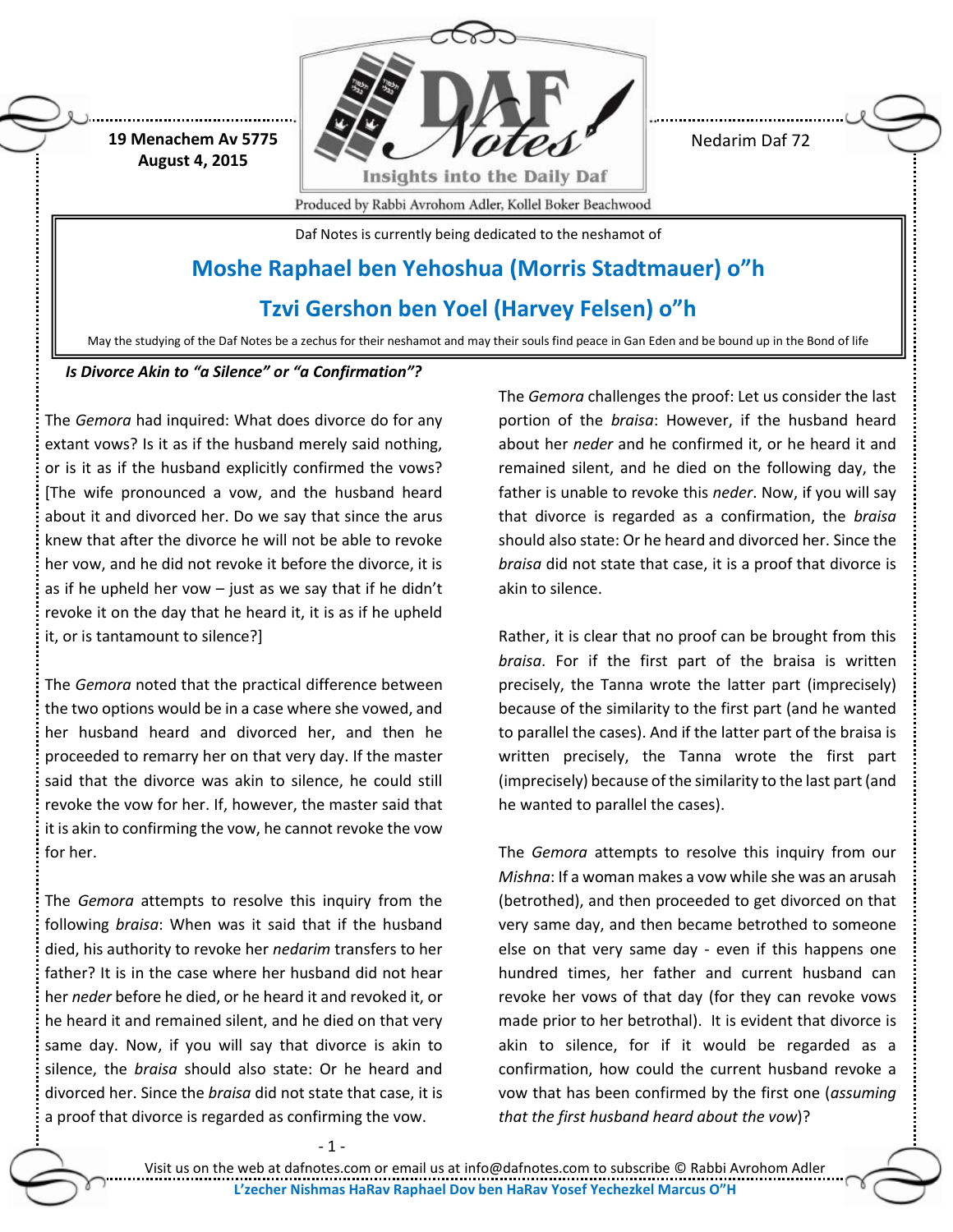19 Menachem Av 5775
August 4, 2015

Nedarim Daf 72

Daf Notes is currently being dedicated to the neshamot of

## Moshe Raphael ben Yehoshua (Morris Stadtmauer) o"h

## Tzvi Gershon ben Yoel (Harvey Felsen) o"h

May the studying of the Daf Notes be a zechus for their neshamot and may their souls find peace in Gan Eden and be bound up in the Bond of life

### *Is Divorce Akin to "a Silence" or "a Confirmation"?*

The *Gemora* had inquired: What does divorce do for any extant vows? Is it as if the husband merely said nothing, or is it as if the husband explicitly confirmed the vows? [The wife pronounced a vow, and the husband heard about it and divorced her. Do we say that since the arus knew that after the divorce he will not be able to revoke her vow, and he did not revoke it before the divorce, it is as if he upheld her vow – just as we say that if he didn't revoke it on the day that he heard it, it is as if he upheld it, or is tantamount to silence?]

The *Gemora* noted that the practical difference between the two options would be in a case where she vowed, and her husband heard and divorced her, and then he proceeded to remarry her on that very day. If the master said that the divorce was akin to silence, he could still revoke the vow for her. If, however, the master said that it is akin to confirming the vow, he cannot revoke the vow for her.

The *Gemora* attempts to resolve this inquiry from the following *braisa*: When was it said that if the husband died, his authority to revoke her *nedarim* transfers to her father? It is in the case where her husband did not hear her *neder* before he died, or he heard it and revoked it, or he heard it and remained silent, and he died on that very same day. Now, if you will say that divorce is akin to silence, the *braisa* should also state: Or he heard and divorced her. Since the *braisa* did not state that case, it is a proof that divorce is regarded as confirming the vow.

The *Gemora* challenges the proof: Let us consider the last portion of the *braisa*: However, if the husband heard about her *neder* and he confirmed it, or he heard it and remained silent, and he died on the following day, the father is unable to revoke this *neder*. Now, if you will say that divorce is regarded as a confirmation, the *braisa* should also state: Or he heard and divorced her. Since the *braisa* did not state that case, it is a proof that divorce is akin to silence.

Rather, it is clear that no proof can be brought from this *braisa*. For if the first part of the braisa is written precisely, the Tanna wrote the latter part (imprecisely) because of the similarity to the first part (and he wanted to parallel the cases). And if the latter part of the braisa is written precisely, the Tanna wrote the first part (imprecisely) because of the similarity to the last part (and he wanted to parallel the cases).

The *Gemora* attempts to resolve this inquiry from our *Mishna*: If a woman makes a vow while she was an arusah (betrothed), and then proceeded to get divorced on that very same day, and then became betrothed to someone else on that very same day - even if this happens one hundred times, her father and current husband can revoke her vows of that day (for they can revoke vows made prior to her betrothal). It is evident that divorce is akin to silence, for if it would be regarded as a confirmation, how could the current husband revoke a vow that has been confirmed by the first one (*assuming that the first husband heard about the vow*)?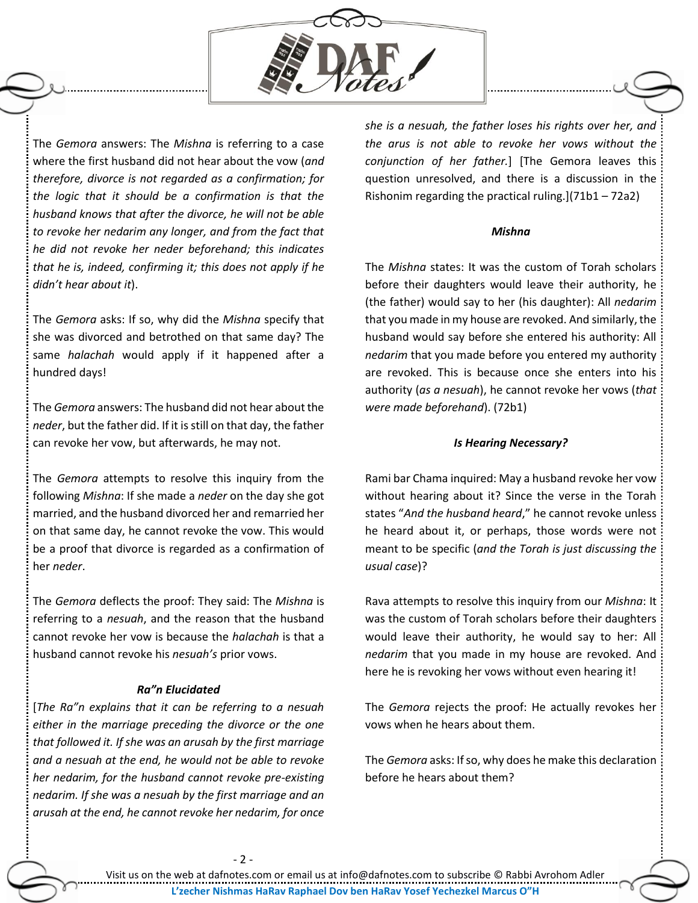The *Gemora* answers: The *Mishna* is referring to a case where the first husband did not hear about the vow (*and therefore, divorce is not regarded as a confirmation; for the logic that it should be a confirmation is that the husband knows that after the divorce, he will not be able to revoke her nedarim any longer, and from the fact that he did not revoke her neder beforehand; this indicates that he is, indeed, confirming it; this does not apply if he didn't hear about it*).

The *Gemora* asks: If so, why did the *Mishna* specify that she was divorced and betrothed on that same day? The same *halachah* would apply if it happened after a hundred days!

The *Gemora* answers: The husband did not hear about the *neder*, but the father did. If it is still on that day, the father can revoke her vow, but afterwards, he may not.

The *Gemora* attempts to resolve this inquiry from the following *Mishna*: If she made a *neder* on the day she got married, and the husband divorced her and remarried her on that same day, he cannot revoke the vow. This would be a proof that divorce is regarded as a confirmation of her *neder*.

The *Gemora* deflects the proof: They said: The *Mishna* is referring to a *nesuah*, and the reason that the husband cannot revoke her vow is because the *halachah* is that a husband cannot revoke his *nesuah's* prior vows.

### *Ra"n Elucidated*

[*The Ra"n explains that it can be referring to a nesuah either in the marriage preceding the divorce or the one that followed it. If she was an arusah by the first marriage and a nesuah at the end, he would not be able to revoke her nedarim, for the husband cannot revoke pre-existing nedarim. If she was a nesuah by the first marriage and an arusah at the end, he cannot revoke her nedarim, for once she is a nesuah, the father loses his rights over her, and the arus is not able to revoke her vows without the conjunction of her father.*] [The Gemora leaves this question unresolved, and there is a discussion in the Rishonim regarding the practical ruling.](71b1 – 72a2)

### *Mishna*

The *Mishna* states: It was the custom of Torah scholars before their daughters would leave their authority, he (the father) would say to her (his daughter): All *nedarim* that you made in my house are revoked. And similarly, the husband would say before she entered his authority: All *nedarim* that you made before you entered my authority are revoked. This is because once she enters into his authority (*as a nesuah*), he cannot revoke her vows (*that were made beforehand*). (72b1)

### *Is Hearing Necessary?*

Rami bar Chama inquired: May a husband revoke her vow without hearing about it? Since the verse in the Torah states "*And the husband heard*," he cannot revoke unless he heard about it, or perhaps, those words were not meant to be specific (*and the Torah is just discussing the usual case*)?

Rava attempts to resolve this inquiry from our *Mishna*: It was the custom of Torah scholars before their daughters would leave their authority, he would say to her: All *nedarim* that you made in my house are revoked. And here he is revoking her vows without even hearing it!

The *Gemora* rejects the proof: He actually revokes her vows when he hears about them.

The *Gemora* asks: If so, why does he make this declaration before he hears about them?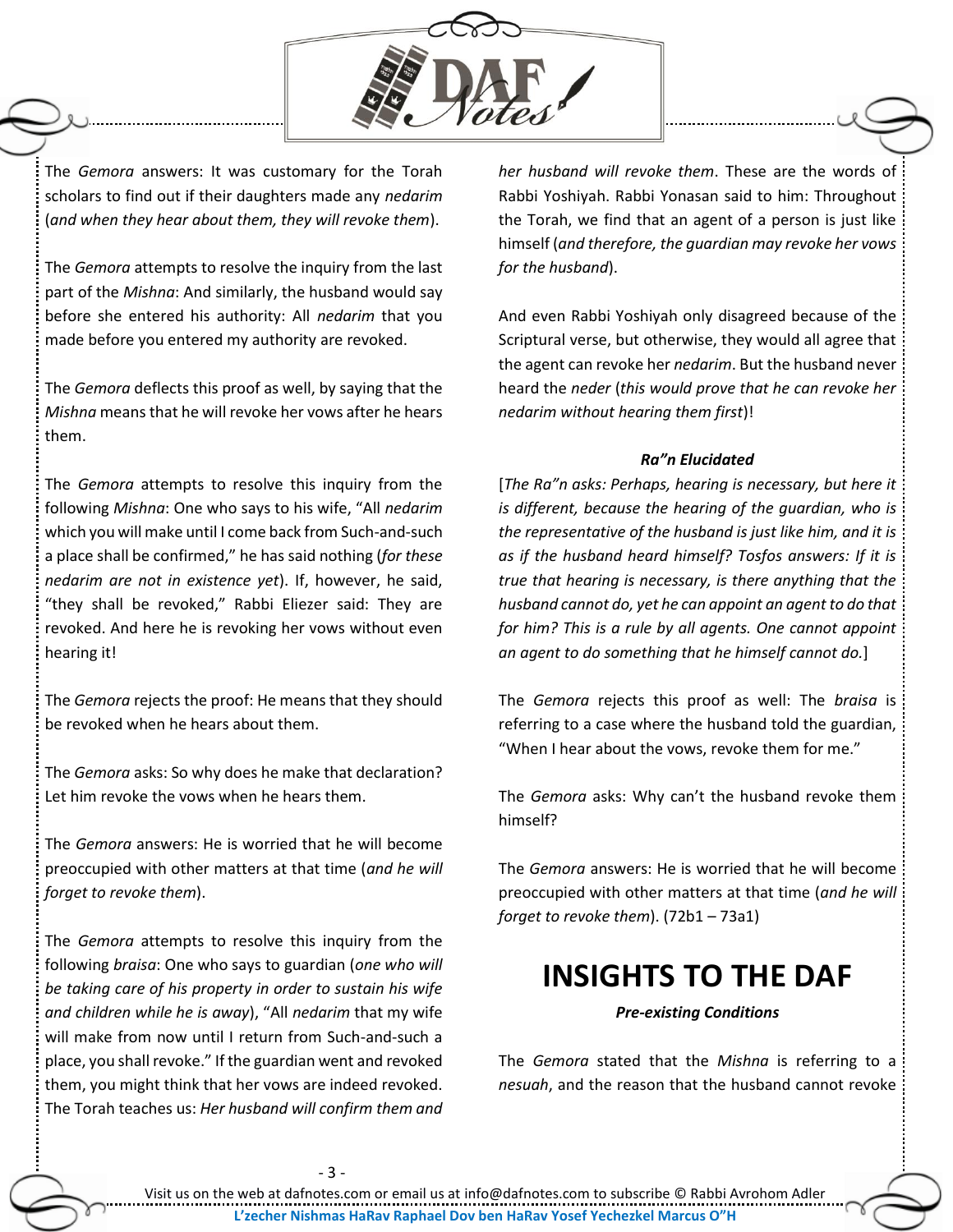The *Gemora* answers: It was customary for the Torah scholars to find out if their daughters made any *nedarim* (*and when they hear about them, they will revoke them*).

The *Gemora* attempts to resolve the inquiry from the last part of the *Mishna*: And similarly, the husband would say before she entered his authority: All *nedarim* that you made before you entered my authority are revoked.

The *Gemora* deflects this proof as well, by saying that the *Mishna* means that he will revoke her vows after he hears them.

The *Gemora* attempts to resolve this inquiry from the following *Mishna*: One who says to his wife, "All *nedarim* which you will make until I come back from Such-and-such a place shall be confirmed," he has said nothing (*for these nedarim are not in existence yet*). If, however, he said, "they shall be revoked," Rabbi Eliezer said: They are revoked. And here he is revoking her vows without even hearing it!

The *Gemora* rejects the proof: He means that they should be revoked when he hears about them.

The *Gemora* asks: So why does he make that declaration? Let him revoke the vows when he hears them.

The *Gemora* answers: He is worried that he will become preoccupied with other matters at that time (*and he will forget to revoke them*).

The *Gemora* attempts to resolve this inquiry from the following *braisa*: One who says to guardian (*one who will be taking care of his property in order to sustain his wife and children while he is away*), "All *nedarim* that my wife will make from now until I return from Such-and-such a place, you shall revoke." If the guardian went and revoked them, you might think that her vows are indeed revoked. The Torah teaches us: *Her husband will confirm them and her husband will revoke them*. These are the words of Rabbi Yoshiyah. Rabbi Yonasan said to him: Throughout the Torah, we find that an agent of a person is just like himself (*and therefore, the guardian may revoke her vows for the husband*).

And even Rabbi Yoshiyah only disagreed because of the Scriptural verse, but otherwise, they would all agree that the agent can revoke her *nedarim*. But the husband never heard the *neder* (*this would prove that he can revoke her nedarim without hearing them first*)!

***Ra"n Elucidated***

[*The Ra"n asks: Perhaps, hearing is necessary, but here it is different, because the hearing of the guardian, who is the representative of the husband is just like him, and it is as if the husband heard himself? Tosfos answers: If it is true that hearing is necessary, is there anything that the husband cannot do, yet he can appoint an agent to do that for him? This is a rule by all agents. One cannot appoint an agent to do something that he himself cannot do.*]

The *Gemora* rejects this proof as well: The *braisa* is referring to a case where the husband told the guardian, "When I hear about the vows, revoke them for me."

The *Gemora* asks: Why can't the husband revoke them himself?

The *Gemora* answers: He is worried that he will become preoccupied with other matters at that time (*and he will forget to revoke them*). (72b1 – 73a1)

# INSIGHTS TO THE DAF

***Pre-existing Conditions***

The *Gemora* stated that the *Mishna* is referring to a *nesuah*, and the reason that the husband cannot revoke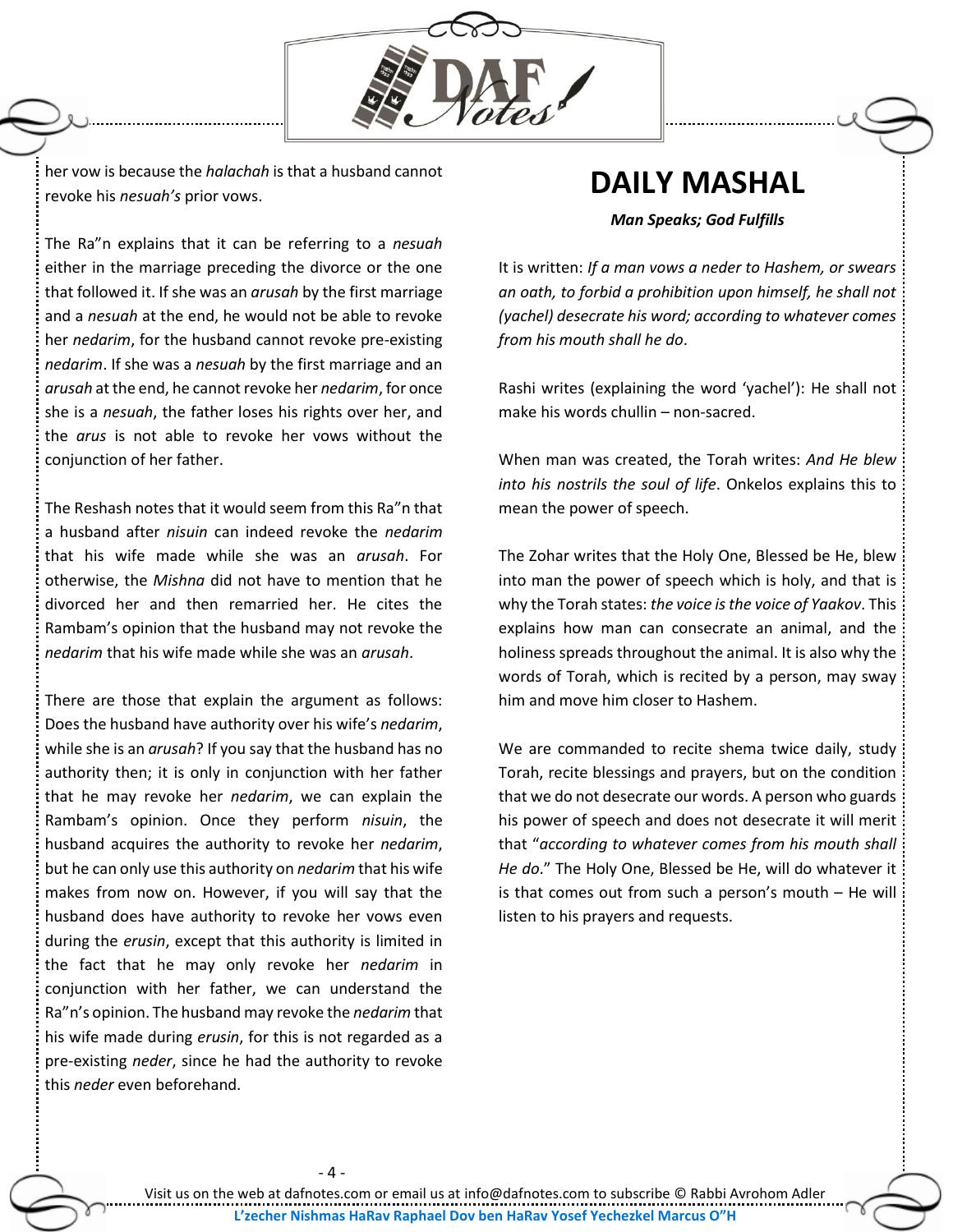her vow is because the *halachah* is that a husband cannot revoke his *nesuah's* prior vows.

The Ra"n explains that it can be referring to a *nesuah* either in the marriage preceding the divorce or the one that followed it. If she was an *arusah* by the first marriage and a *nesuah* at the end, he would not be able to revoke her *nedarim*, for the husband cannot revoke pre-existing *nedarim*. If she was a *nesuah* by the first marriage and an *arusah* at the end, he cannot revoke her *nedarim*, for once she is a *nesuah*, the father loses his rights over her, and the *arus* is not able to revoke her vows without the conjunction of her father.

The Reshash notes that it would seem from this Ra"n that a husband after *nisuin* can indeed revoke the *nedarim* that his wife made while she was an *arusah*. For otherwise, the *Mishna* did not have to mention that he divorced her and then remarried her. He cites the Rambam's opinion that the husband may not revoke the *nedarim* that his wife made while she was an *arusah*.

There are those that explain the argument as follows: Does the husband have authority over his wife's *nedarim*, while she is an *arusah*? If you say that the husband has no authority then; it is only in conjunction with her father that he may revoke her *nedarim*, we can explain the Rambam's opinion. Once they perform *nisuin*, the husband acquires the authority to revoke her *nedarim*, but he can only use this authority on *nedarim* that his wife makes from now on. However, if you will say that the husband does have authority to revoke her vows even during the *erusin*, except that this authority is limited in the fact that he may only revoke her *nedarim* in conjunction with her father, we can understand the Ra"n's opinion. The husband may revoke the *nedarim* that his wife made during *erusin*, for this is not regarded as a pre-existing *neder*, since he had the authority to revoke this *neder* even beforehand.

# DAILY MASHAL

***Man Speaks; God Fulfills***

It is written: *If a man vows a neder to Hashem, or swears an oath, to forbid a prohibition upon himself, he shall not (yachel) desecrate his word; according to whatever comes from his mouth shall he do*.

Rashi writes (explaining the word 'yachel'): He shall not make his words chullin – non-sacred.

When man was created, the Torah writes: *And He blew into his nostrils the soul of life*. Onkelos explains this to mean the power of speech.

The Zohar writes that the Holy One, Blessed be He, blew into man the power of speech which is holy, and that is why the Torah states: *the voice is the voice of Yaakov*. This explains how man can consecrate an animal, and the holiness spreads throughout the animal. It is also why the words of Torah, which is recited by a person, may sway him and move him closer to Hashem.

We are commanded to recite shema twice daily, study Torah, recite blessings and prayers, but on the condition that we do not desecrate our words. A person who guards his power of speech and does not desecrate it will merit that "*according to whatever comes from his mouth shall He do*." The Holy One, Blessed be He, will do whatever it is that comes out from such a person's mouth – He will listen to his prayers and requests.

Visit us on the web at dafnotes.com or email us at info@dafnotes.com to subscribe © Rabbi Avrohom Adler

**L'zecher Nishmas HaRav Raphael Dov ben HaRav Yosef Yechezkel Marcus O"H**